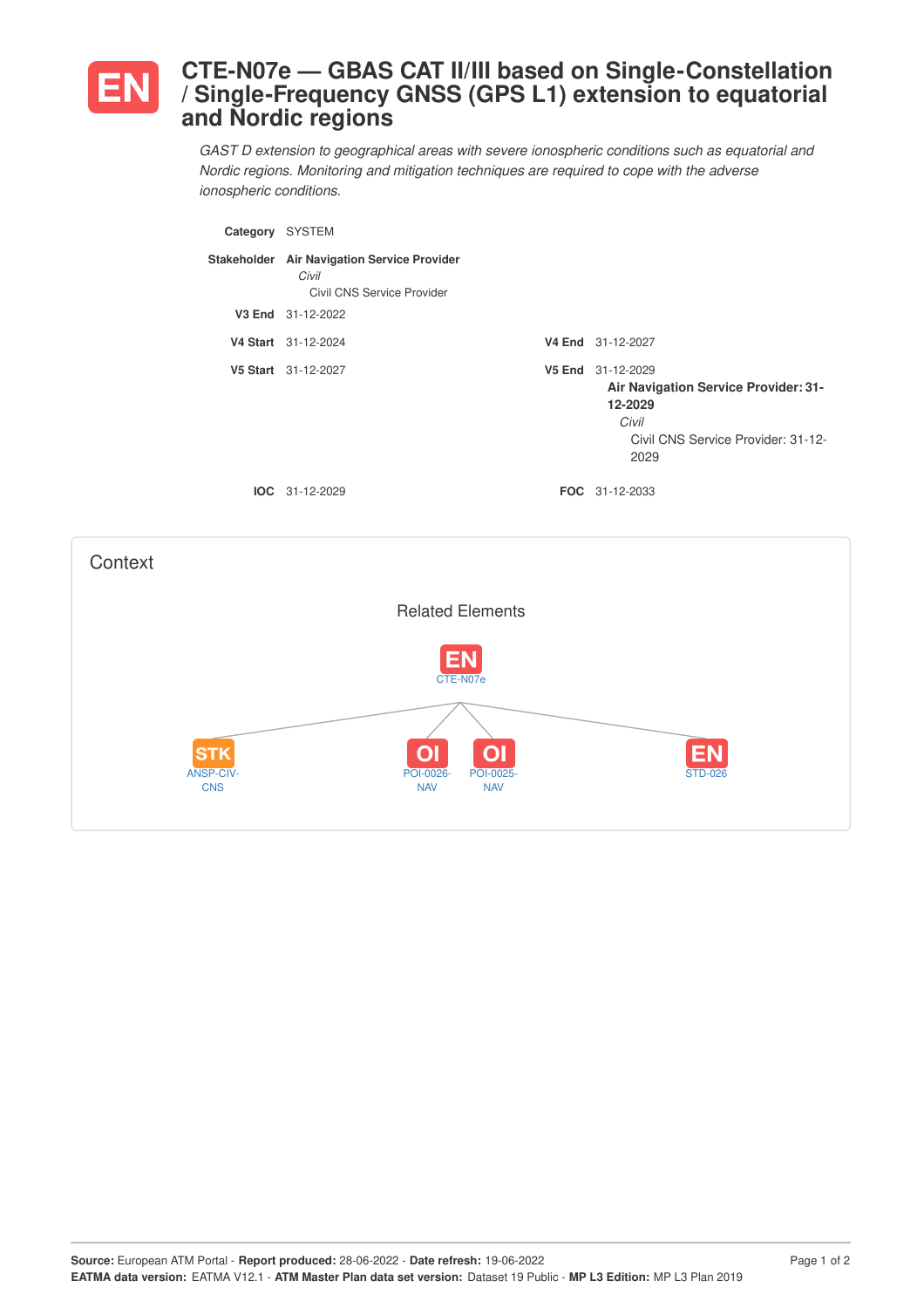# EN CTE-N07e — GBAS CAT II/III based on Single-Constellation / Single-Frequency GNSS (GPS L1) extension to equatorial and Nordic regions

*GAST D extension to geographical areas with severe ionospheric conditions such as equatorial and Nordic regions. Monitoring and mitigation techniques are required to cope with the adverse ionospheric conditions.*

**Category** SYSTEM

**Stakeholder** **Air Navigation Service Provider**
*Civil*
Civil CNS Service Provider

**V3 End** 31-12-2022

**V4 Start** 31-12-2024 **V4 End** 31-12-2027

**V5 Start** 31-12-2027 **V5 End** 31-12-2029
**Air Navigation Service Provider: 31-12-2029**
*Civil*
Civil CNS Service Provider: 31-12-2029

**IOC** 31-12-2029 **FOC** 31-12-2033

## Context

### Related Elements

- EN CTE-N07e
  - STK ANSP-CIV-CNS
  - OI POI-0026-NAV
  - OI POI-0025-NAV
  - EN STD-026

**Source:** European ATM Portal - **Report produced:** 28-06-2022 - **Date refresh:** 19-06-2022
**EATMA data version:** EATMA V12.1 - **ATM Master Plan data set version:** Dataset 19 Public - **MP L3 Edition:** MP L3 Plan 2019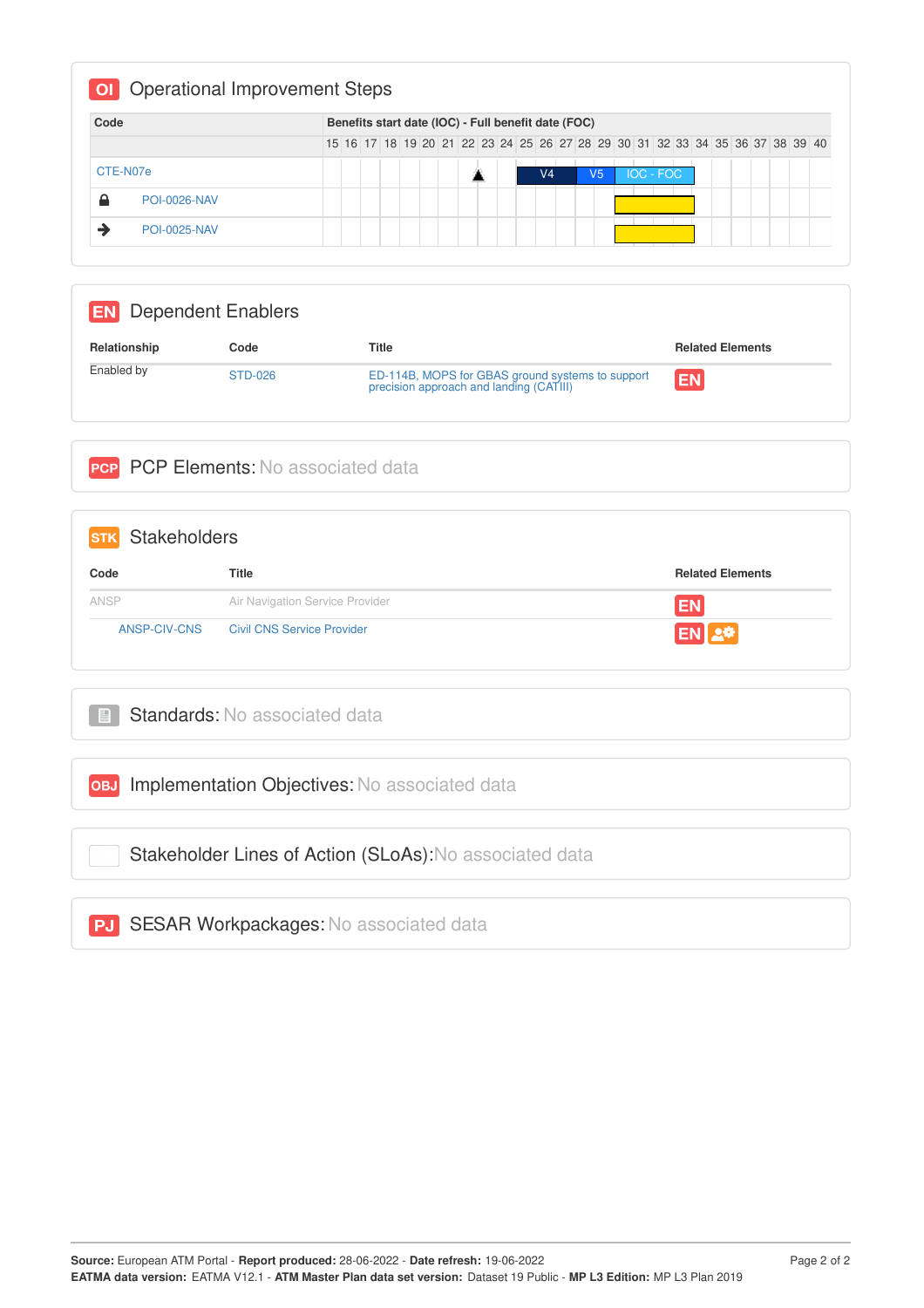## OI Operational Improvement Steps

| Code | Benefits start date (IOC) - Full benefit date (FOC) |
|---|---|
| | 15 16 17 18 19 20 21 22 23 24 25 26 27 28 29 30 31 32 33 34 35 36 37 38 39 40 |
| CTE-N07e | V4 V5 IOC - FOC |
| POI-0026-NAV | |
| POI-0025-NAV | |

## EN Dependent Enablers

| Relationship | Code | Title | Related Elements |
|---|---|---|---|
| Enabled by | STD-026 | ED-114B, MOPS for GBAS ground systems to support precision approach and landing (CATIII) | EN |

## PCP PCP Elements: No associated data

## STK Stakeholders

| Code | Title | Related Elements |
|---|---|---|
| ANSP | Air Navigation Service Provider | EN |
| ANSP-CIV-CNS | Civil CNS Service Provider | EN |

## Standards: No associated data

## OBJ Implementation Objectives: No associated data

## Stakeholder Lines of Action (SLoAs): No associated data

## PJ SESAR Workpackages: No associated data

**Source:** European ATM Portal - **Report produced:** 28-06-2022 - **Date refresh:** 19-06-2022
**EATMA data version:** EATMA V12.1 - **ATM Master Plan data set version:** Dataset 19 Public - **MP L3 Edition:** MP L3 Plan 2019